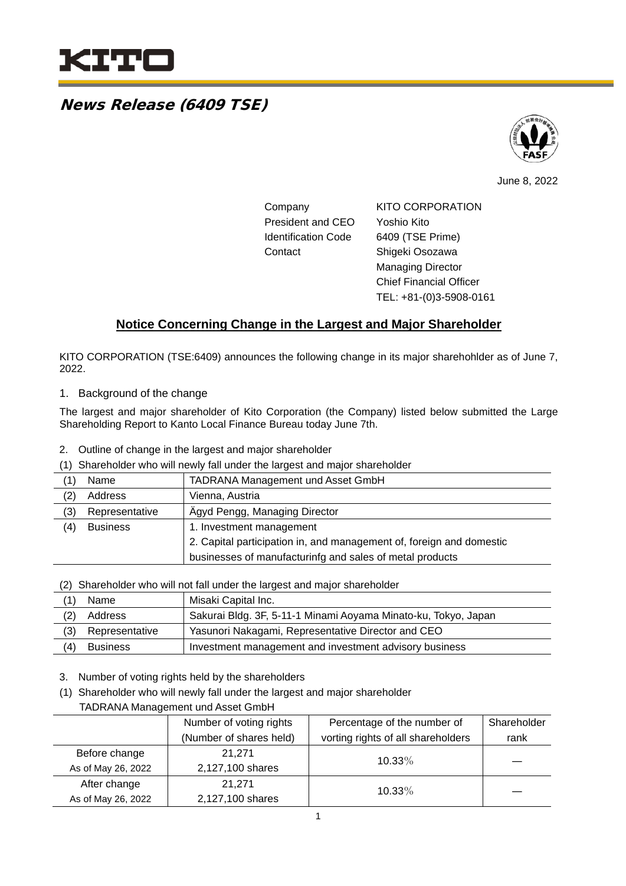KITO

# News Release (6409 TSE)

June 8, 2022

| | |
|---|---|
| Company | KITO CORPORATION |
| President and CEO | Yoshio Kito |
| Identification Code | 6409 (TSE Prime) |
| Contact | Shigeki Osozawa<br>Managing Director<br>Chief Financial Officer<br>TEL: +81-(0)3-5908-0161 |

## Notice Concerning Change in the Largest and Major Shareholder

KITO CORPORATION (TSE:6409) announces the following change in its major sharehohlder as of June 7, 2022.

1. Background of the change

The largest and major shareholder of Kito Corporation (the Company) listed below submitted the Large Shareholding Report to Kanto Local Finance Bureau today June 7th.

2. Outline of change in the largest and major shareholder

(1) Shareholder who will newly fall under the largest and major shareholder

| | |
|---|---|
| (1) Name | TADRANA Management und Asset GmbH |
| (2) Address | Vienna, Austria |
| (3) Representative | Ägyd Pengg, Managing Director |
| (4) Business | 1. Investment management<br>2. Capital participation in, and management of, foreign and domestic businesses of manufacturinfg and sales of metal products |

(2) Shareholder who will not fall under the largest and major shareholder

| | |
|---|---|
| (1) Name | Misaki Capital Inc. |
| (2) Address | Sakurai Bldg. 3F, 5-11-1 Minami Aoyama Minato-ku, Tokyo, Japan |
| (3) Representative | Yasunori Nakagami, Representative Director and CEO |
| (4) Business | Investment management and investment advisory business |

3. Number of voting rights held by the shareholders

(1) Shareholder who will newly fall under the largest and major shareholder

TADRANA Management und Asset GmbH

| | Number of voting rights (Number of shares held) | Percentage of the number of vorting rights of all shareholders | Shareholder rank |
|---|---|---|---|
| Before change<br>As of May 26, 2022 | 21,271<br>2,127,100 shares | 10.33% | — |
| After change<br>As of May 26, 2022 | 21,271<br>2,127,100 shares | 10.33% | — |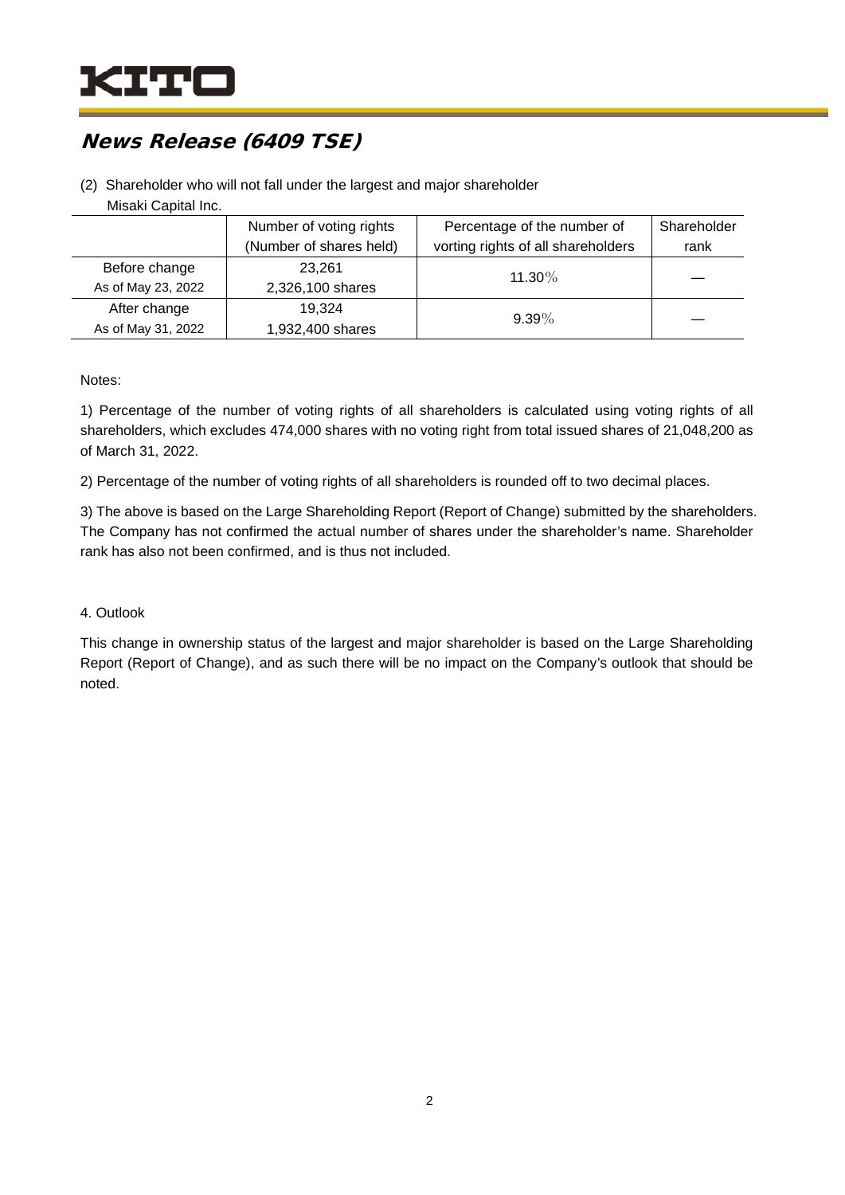(2) Shareholder who will not fall under the largest and major shareholder

Misaki Capital Inc.

| | Number of voting rights (Number of shares held) | Percentage of the number of vorting rights of all shareholders | Shareholder rank |
|---|---|---|---|
| Before change As of May 23, 2022 | 23,261 2,326,100 shares | 11.30% | — |
| After change As of May 31, 2022 | 19,324 1,932,400 shares | 9.39% | — |

Notes:

1) Percentage of the number of voting rights of all shareholders is calculated using voting rights of all shareholders, which excludes 474,000 shares with no voting right from total issued shares of 21,048,200 as of March 31, 2022.

2) Percentage of the number of voting rights of all shareholders is rounded off to two decimal places.

3) The above is based on the Large Shareholding Report (Report of Change) submitted by the shareholders. The Company has not confirmed the actual number of shares under the shareholder's name. Shareholder rank has also not been confirmed, and is thus not included.

4. Outlook

This change in ownership status of the largest and major shareholder is based on the Large Shareholding Report (Report of Change), and as such there will be no impact on the Company's outlook that should be noted.